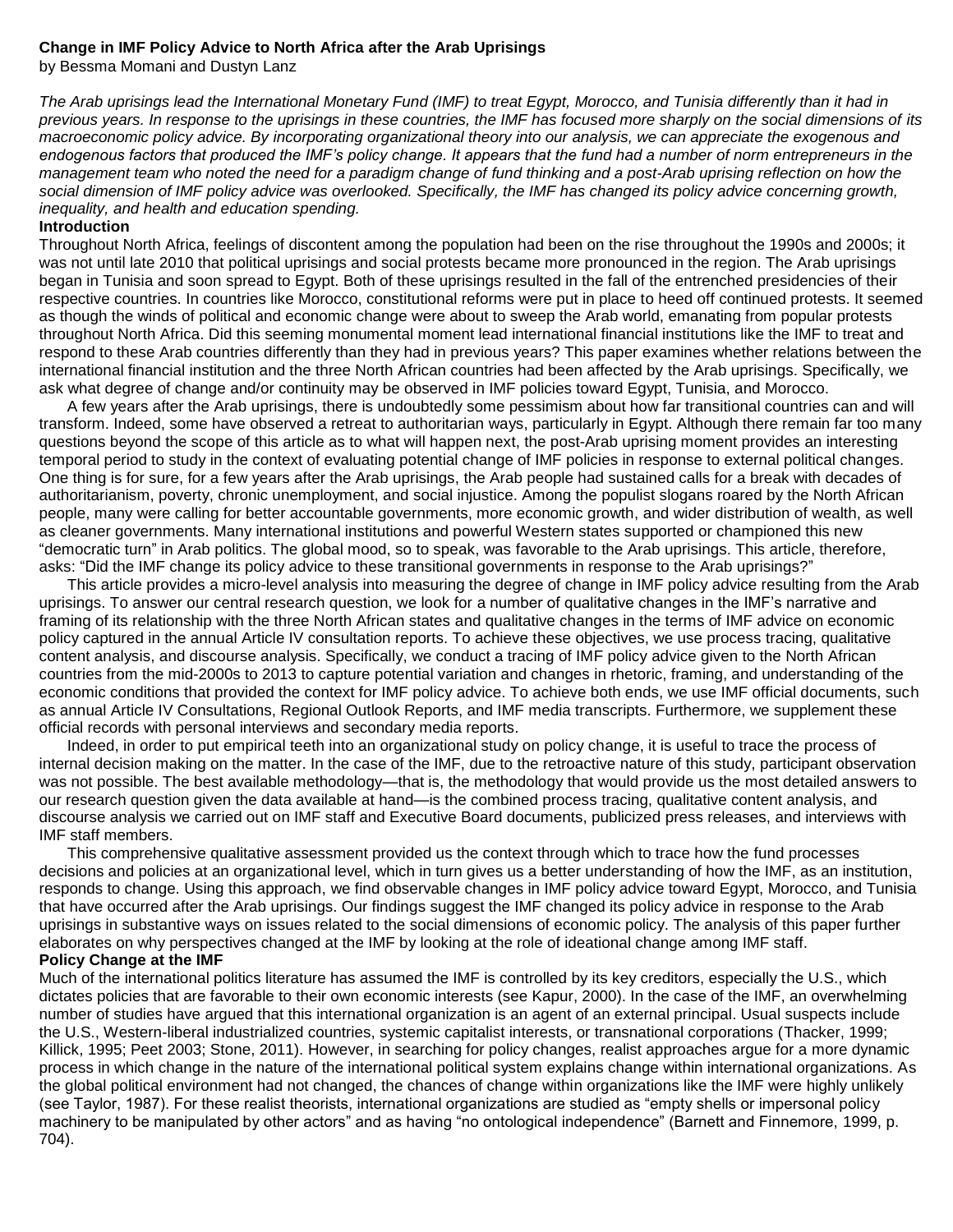# Change in IMF Policy Advice to North Africa after the Arab Uprisings

by Bessma Momani and Dustyn Lanz

*The Arab uprisings lead the International Monetary Fund (IMF) to treat Egypt, Morocco, and Tunisia differently than it had in previous years. In response to the uprisings in these countries, the IMF has focused more sharply on the social dimensions of its macroeconomic policy advice. By incorporating organizational theory into our analysis, we can appreciate the exogenous and endogenous factors that produced the IMF's policy change. It appears that the fund had a number of norm entrepreneurs in the management team who noted the need for a paradigm change of fund thinking and a post-Arab uprising reflection on how the social dimension of IMF policy advice was overlooked. Specifically, the IMF has changed its policy advice concerning growth, inequality, and health and education spending.*

## Introduction

Throughout North Africa, feelings of discontent among the population had been on the rise throughout the 1990s and 2000s; it was not until late 2010 that political uprisings and social protests became more pronounced in the region. The Arab uprisings began in Tunisia and soon spread to Egypt. Both of these uprisings resulted in the fall of the entrenched presidencies of their respective countries. In countries like Morocco, constitutional reforms were put in place to heed off continued protests. It seemed as though the winds of political and economic change were about to sweep the Arab world, emanating from popular protests throughout North Africa. Did this seeming monumental moment lead international financial institutions like the IMF to treat and respond to these Arab countries differently than they had in previous years? This paper examines whether relations between the international financial institution and the three North African countries had been affected by the Arab uprisings. Specifically, we ask what degree of change and/or continuity may be observed in IMF policies toward Egypt, Tunisia, and Morocco.

A few years after the Arab uprisings, there is undoubtedly some pessimism about how far transitional countries can and will transform. Indeed, some have observed a retreat to authoritarian ways, particularly in Egypt. Although there remain far too many questions beyond the scope of this article as to what will happen next, the post-Arab uprising moment provides an interesting temporal period to study in the context of evaluating potential change of IMF policies in response to external political changes. One thing is for sure, for a few years after the Arab uprisings, the Arab people had sustained calls for a break with decades of authoritarianism, poverty, chronic unemployment, and social injustice. Among the populist slogans roared by the North African people, many were calling for better accountable governments, more economic growth, and wider distribution of wealth, as well as cleaner governments. Many international institutions and powerful Western states supported or championed this new "democratic turn" in Arab politics. The global mood, so to speak, was favorable to the Arab uprisings. This article, therefore, asks: "Did the IMF change its policy advice to these transitional governments in response to the Arab uprisings?"

This article provides a micro-level analysis into measuring the degree of change in IMF policy advice resulting from the Arab uprisings. To answer our central research question, we look for a number of qualitative changes in the IMF's narrative and framing of its relationship with the three North African states and qualitative changes in the terms of IMF advice on economic policy captured in the annual Article IV consultation reports. To achieve these objectives, we use process tracing, qualitative content analysis, and discourse analysis. Specifically, we conduct a tracing of IMF policy advice given to the North African countries from the mid-2000s to 2013 to capture potential variation and changes in rhetoric, framing, and understanding of the economic conditions that provided the context for IMF policy advice. To achieve both ends, we use IMF official documents, such as annual Article IV Consultations, Regional Outlook Reports, and IMF media transcripts. Furthermore, we supplement these official records with personal interviews and secondary media reports.

Indeed, in order to put empirical teeth into an organizational study on policy change, it is useful to trace the process of internal decision making on the matter. In the case of the IMF, due to the retroactive nature of this study, participant observation was not possible. The best available methodology—that is, the methodology that would provide us the most detailed answers to our research question given the data available at hand—is the combined process tracing, qualitative content analysis, and discourse analysis we carried out on IMF staff and Executive Board documents, publicized press releases, and interviews with IMF staff members.

This comprehensive qualitative assessment provided us the context through which to trace how the fund processes decisions and policies at an organizational level, which in turn gives us a better understanding of how the IMF, as an institution, responds to change. Using this approach, we find observable changes in IMF policy advice toward Egypt, Morocco, and Tunisia that have occurred after the Arab uprisings. Our findings suggest the IMF changed its policy advice in response to the Arab uprisings in substantive ways on issues related to the social dimensions of economic policy. The analysis of this paper further elaborates on why perspectives changed at the IMF by looking at the role of ideational change among IMF staff.

## Policy Change at the IMF

Much of the international politics literature has assumed the IMF is controlled by its key creditors, especially the U.S., which dictates policies that are favorable to their own economic interests (see Kapur, 2000). In the case of the IMF, an overwhelming number of studies have argued that this international organization is an agent of an external principal. Usual suspects include the U.S., Western-liberal industrialized countries, systemic capitalist interests, or transnational corporations (Thacker, 1999; Killick, 1995; Peet 2003; Stone, 2011). However, in searching for policy changes, realist approaches argue for a more dynamic process in which change in the nature of the international political system explains change within international organizations. As the global political environment had not changed, the chances of change within organizations like the IMF were highly unlikely (see Taylor, 1987). For these realist theorists, international organizations are studied as "empty shells or impersonal policy machinery to be manipulated by other actors" and as having "no ontological independence" (Barnett and Finnemore, 1999, p. 704).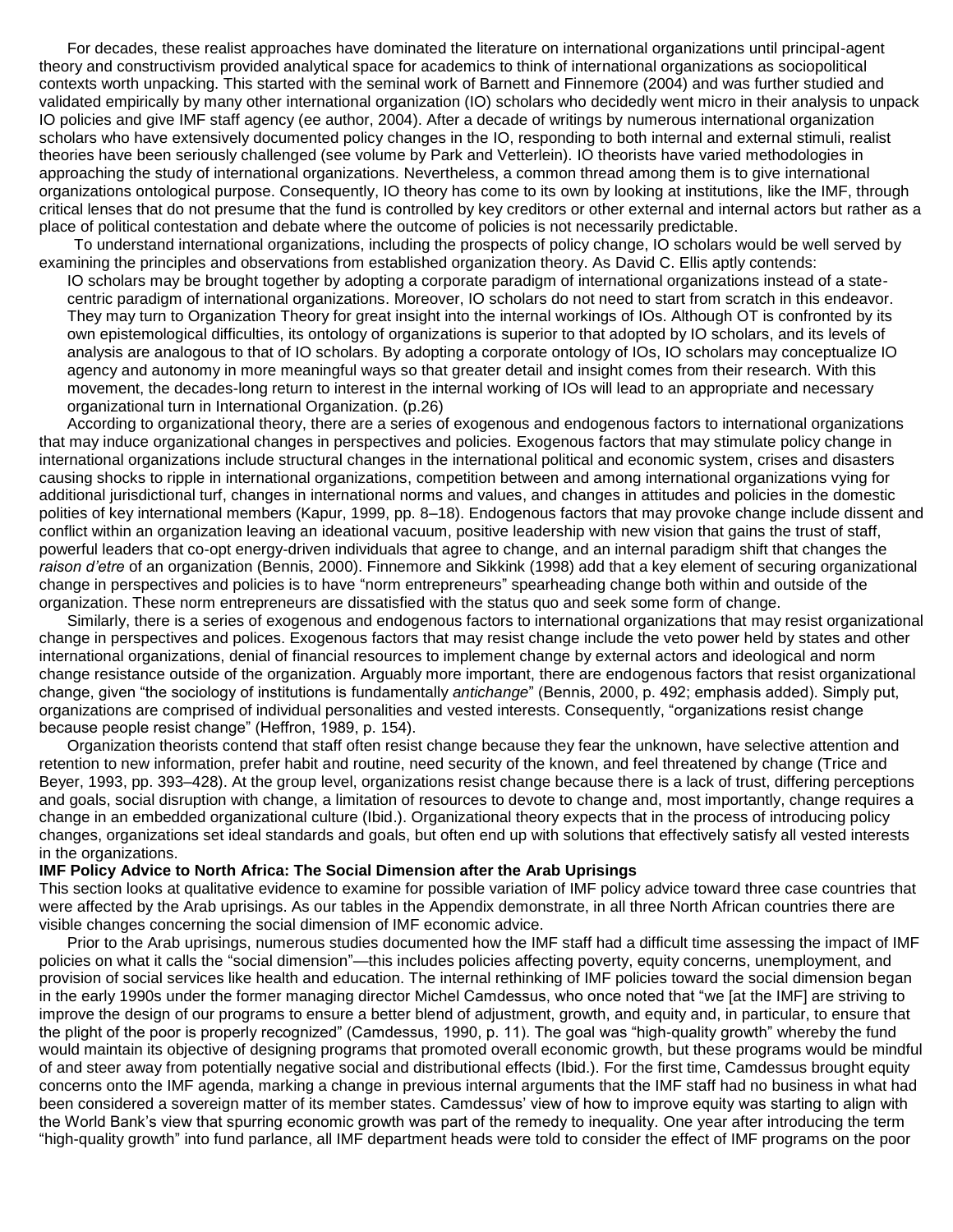For decades, these realist approaches have dominated the literature on international organizations until principal-agent theory and constructivism provided analytical space for academics to think of international organizations as sociopolitical contexts worth unpacking. This started with the seminal work of Barnett and Finnemore (2004) and was further studied and validated empirically by many other international organization (IO) scholars who decidedly went micro in their analysis to unpack IO policies and give IMF staff agency (ee author, 2004). After a decade of writings by numerous international organization scholars who have extensively documented policy changes in the IO, responding to both internal and external stimuli, realist theories have been seriously challenged (see volume by Park and Vetterlein). IO theorists have varied methodologies in approaching the study of international organizations. Nevertheless, a common thread among them is to give international organizations ontological purpose. Consequently, IO theory has come to its own by looking at institutions, like the IMF, through critical lenses that do not presume that the fund is controlled by key creditors or other external and internal actors but rather as a place of political contestation and debate where the outcome of policies is not necessarily predictable.

To understand international organizations, including the prospects of policy change, IO scholars would be well served by examining the principles and observations from established organization theory. As David C. Ellis aptly contends:

> IO scholars may be brought together by adopting a corporate paradigm of international organizations instead of a state-centric paradigm of international organizations. Moreover, IO scholars do not need to start from scratch in this endeavor. They may turn to Organization Theory for great insight into the internal workings of IOs. Although OT is confronted by its own epistemological difficulties, its ontology of organizations is superior to that adopted by IO scholars, and its levels of analysis are analogous to that of IO scholars. By adopting a corporate ontology of IOs, IO scholars may conceptualize IO agency and autonomy in more meaningful ways so that greater detail and insight comes from their research. With this movement, the decades-long return to interest in the internal working of IOs will lead to an appropriate and necessary organizational turn in International Organization. (p.26)

According to organizational theory, there are a series of exogenous and endogenous factors to international organizations that may induce organizational changes in perspectives and policies. Exogenous factors that may stimulate policy change in international organizations include structural changes in the international political and economic system, crises and disasters causing shocks to ripple in international organizations, competition between and among international organizations vying for additional jurisdictional turf, changes in international norms and values, and changes in attitudes and policies in the domestic polities of key international members (Kapur, 1999, pp. 8–18). Endogenous factors that may provoke change include dissent and conflict within an organization leaving an ideational vacuum, positive leadership with new vision that gains the trust of staff, powerful leaders that co-opt energy-driven individuals that agree to change, and an internal paradigm shift that changes the *raison d'etre* of an organization (Bennis, 2000). Finnemore and Sikkink (1998) add that a key element of securing organizational change in perspectives and policies is to have "norm entrepreneurs" spearheading change both within and outside of the organization. These norm entrepreneurs are dissatisfied with the status quo and seek some form of change.

Similarly, there is a series of exogenous and endogenous factors to international organizations that may resist organizational change in perspectives and polices. Exogenous factors that may resist change include the veto power held by states and other international organizations, denial of financial resources to implement change by external actors and ideological and norm change resistance outside of the organization. Arguably more important, there are endogenous factors that resist organizational change, given "the sociology of institutions is fundamentally *antichange*" (Bennis, 2000, p. 492; emphasis added). Simply put, organizations are comprised of individual personalities and vested interests. Consequently, "organizations resist change because people resist change" (Heffron, 1989, p. 154).

Organization theorists contend that staff often resist change because they fear the unknown, have selective attention and retention to new information, prefer habit and routine, need security of the known, and feel threatened by change (Trice and Beyer, 1993, pp. 393–428). At the group level, organizations resist change because there is a lack of trust, differing perceptions and goals, social disruption with change, a limitation of resources to devote to change and, most importantly, change requires a change in an embedded organizational culture (Ibid.). Organizational theory expects that in the process of introducing policy changes, organizations set ideal standards and goals, but often end up with solutions that effectively satisfy all vested interests in the organizations.

**IMF Policy Advice to North Africa: The Social Dimension after the Arab Uprisings**

This section looks at qualitative evidence to examine for possible variation of IMF policy advice toward three case countries that were affected by the Arab uprisings. As our tables in the Appendix demonstrate, in all three North African countries there are visible changes concerning the social dimension of IMF economic advice.

Prior to the Arab uprisings, numerous studies documented how the IMF staff had a difficult time assessing the impact of IMF policies on what it calls the "social dimension"—this includes policies affecting poverty, equity concerns, unemployment, and provision of social services like health and education. The internal rethinking of IMF policies toward the social dimension began in the early 1990s under the former managing director Michel Camdessus, who once noted that "we [at the IMF] are striving to improve the design of our programs to ensure a better blend of adjustment, growth, and equity and, in particular, to ensure that the plight of the poor is properly recognized" (Camdessus, 1990, p. 11). The goal was "high-quality growth" whereby the fund would maintain its objective of designing programs that promoted overall economic growth, but these programs would be mindful of and steer away from potentially negative social and distributional effects (Ibid.). For the first time, Camdessus brought equity concerns onto the IMF agenda, marking a change in previous internal arguments that the IMF staff had no business in what had been considered a sovereign matter of its member states. Camdessus' view of how to improve equity was starting to align with the World Bank's view that spurring economic growth was part of the remedy to inequality. One year after introducing the term "high-quality growth" into fund parlance, all IMF department heads were told to consider the effect of IMF programs on the poor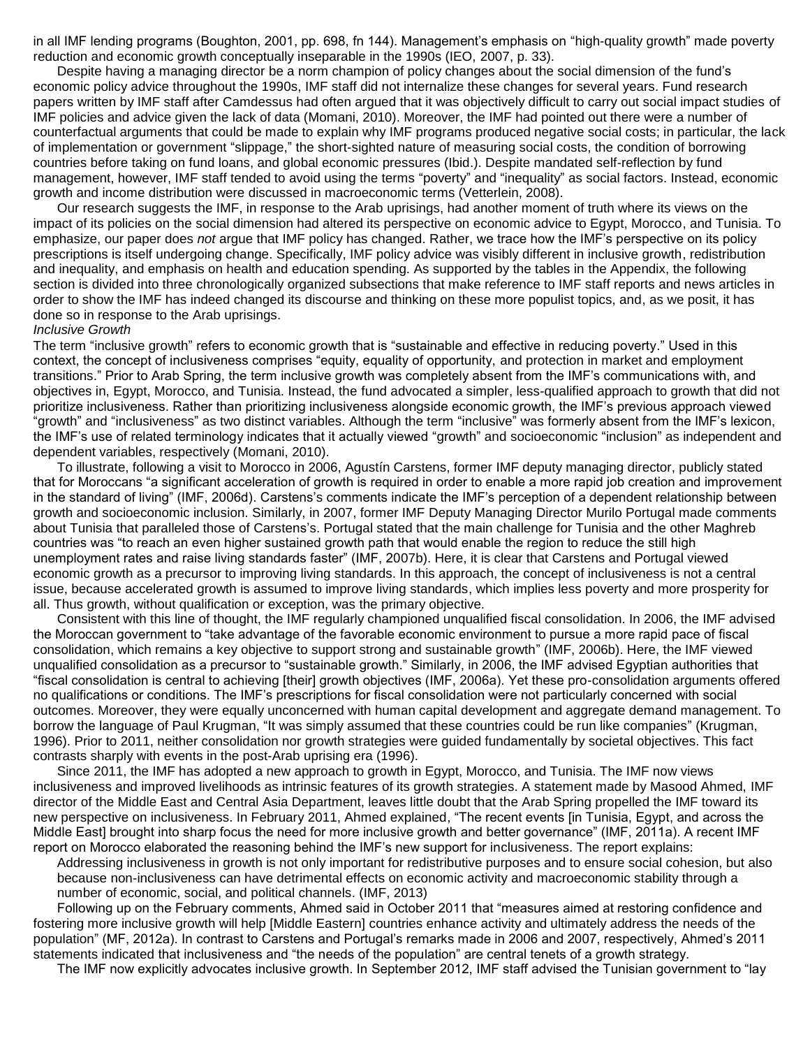in all IMF lending programs (Boughton, 2001, pp. 698, fn 144). Management's emphasis on "high-quality growth" made poverty reduction and economic growth conceptually inseparable in the 1990s (IEO, 2007, p. 33).

Despite having a managing director be a norm champion of policy changes about the social dimension of the fund's economic policy advice throughout the 1990s, IMF staff did not internalize these changes for several years. Fund research papers written by IMF staff after Camdessus had often argued that it was objectively difficult to carry out social impact studies of IMF policies and advice given the lack of data (Momani, 2010). Moreover, the IMF had pointed out there were a number of counterfactual arguments that could be made to explain why IMF programs produced negative social costs; in particular, the lack of implementation or government "slippage," the short-sighted nature of measuring social costs, the condition of borrowing countries before taking on fund loans, and global economic pressures (Ibid.). Despite mandated self-reflection by fund management, however, IMF staff tended to avoid using the terms "poverty" and "inequality" as social factors. Instead, economic growth and income distribution were discussed in macroeconomic terms (Vetterlein, 2008).

Our research suggests the IMF, in response to the Arab uprisings, had another moment of truth where its views on the impact of its policies on the social dimension had altered its perspective on economic advice to Egypt, Morocco, and Tunisia. To emphasize, our paper does *not* argue that IMF policy has changed. Rather, we trace how the IMF's perspective on its policy prescriptions is itself undergoing change. Specifically, IMF policy advice was visibly different in inclusive growth, redistribution and inequality, and emphasis on health and education spending. As supported by the tables in the Appendix, the following section is divided into three chronologically organized subsections that make reference to IMF staff reports and news articles in order to show the IMF has indeed changed its discourse and thinking on these more populist topics, and, as we posit, it has done so in response to the Arab uprisings.

*Inclusive Growth*

The term "inclusive growth" refers to economic growth that is "sustainable and effective in reducing poverty." Used in this context, the concept of inclusiveness comprises "equity, equality of opportunity, and protection in market and employment transitions." Prior to Arab Spring, the term inclusive growth was completely absent from the IMF's communications with, and objectives in, Egypt, Morocco, and Tunisia. Instead, the fund advocated a simpler, less-qualified approach to growth that did not prioritize inclusiveness. Rather than prioritizing inclusiveness alongside economic growth, the IMF's previous approach viewed "growth" and "inclusiveness" as two distinct variables. Although the term "inclusive" was formerly absent from the IMF's lexicon, the IMF's use of related terminology indicates that it actually viewed "growth" and socioeconomic "inclusion" as independent and dependent variables, respectively (Momani, 2010).

To illustrate, following a visit to Morocco in 2006, Agustín Carstens, former IMF deputy managing director, publicly stated that for Moroccans "a significant acceleration of growth is required in order to enable a more rapid job creation and improvement in the standard of living" (IMF, 2006d). Carstens's comments indicate the IMF's perception of a dependent relationship between growth and socioeconomic inclusion. Similarly, in 2007, former IMF Deputy Managing Director Murilo Portugal made comments about Tunisia that paralleled those of Carstens's. Portugal stated that the main challenge for Tunisia and the other Maghreb countries was "to reach an even higher sustained growth path that would enable the region to reduce the still high unemployment rates and raise living standards faster" (IMF, 2007b). Here, it is clear that Carstens and Portugal viewed economic growth as a precursor to improving living standards. In this approach, the concept of inclusiveness is not a central issue, because accelerated growth is assumed to improve living standards, which implies less poverty and more prosperity for all. Thus growth, without qualification or exception, was the primary objective.

Consistent with this line of thought, the IMF regularly championed unqualified fiscal consolidation. In 2006, the IMF advised the Moroccan government to "take advantage of the favorable economic environment to pursue a more rapid pace of fiscal consolidation, which remains a key objective to support strong and sustainable growth" (IMF, 2006b). Here, the IMF viewed unqualified consolidation as a precursor to "sustainable growth." Similarly, in 2006, the IMF advised Egyptian authorities that "fiscal consolidation is central to achieving [their] growth objectives (IMF, 2006a). Yet these pro-consolidation arguments offered no qualifications or conditions. The IMF's prescriptions for fiscal consolidation were not particularly concerned with social outcomes. Moreover, they were equally unconcerned with human capital development and aggregate demand management. To borrow the language of Paul Krugman, "It was simply assumed that these countries could be run like companies" (Krugman, 1996). Prior to 2011, neither consolidation nor growth strategies were guided fundamentally by societal objectives. This fact contrasts sharply with events in the post-Arab uprising era (1996).

Since 2011, the IMF has adopted a new approach to growth in Egypt, Morocco, and Tunisia. The IMF now views inclusiveness and improved livelihoods as intrinsic features of its growth strategies. A statement made by Masood Ahmed, IMF director of the Middle East and Central Asia Department, leaves little doubt that the Arab Spring propelled the IMF toward its new perspective on inclusiveness. In February 2011, Ahmed explained, "The recent events [in Tunisia, Egypt, and across the Middle East] brought into sharp focus the need for more inclusive growth and better governance" (IMF, 2011a). A recent IMF report on Morocco elaborated the reasoning behind the IMF's new support for inclusiveness. The report explains:

> Addressing inclusiveness in growth is not only important for redistributive purposes and to ensure social cohesion, but also because non-inclusiveness can have detrimental effects on economic activity and macroeconomic stability through a number of economic, social, and political channels. (IMF, 2013)

Following up on the February comments, Ahmed said in October 2011 that "measures aimed at restoring confidence and fostering more inclusive growth will help [Middle Eastern] countries enhance activity and ultimately address the needs of the population" (MF, 2012a). In contrast to Carstens and Portugal's remarks made in 2006 and 2007, respectively, Ahmed's 2011 statements indicated that inclusiveness and "the needs of the population" are central tenets of a growth strategy.

The IMF now explicitly advocates inclusive growth. In September 2012, IMF staff advised the Tunisian government to "lay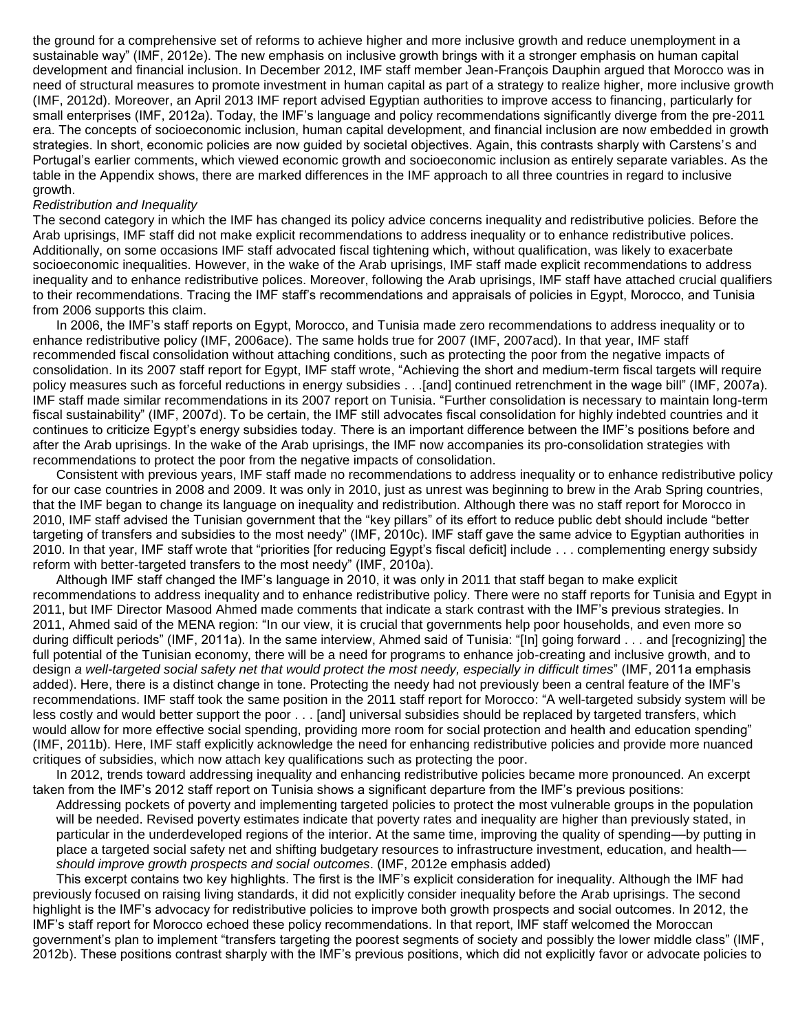the ground for a comprehensive set of reforms to achieve higher and more inclusive growth and reduce unemployment in a sustainable way" (IMF, 2012e). The new emphasis on inclusive growth brings with it a stronger emphasis on human capital development and financial inclusion. In December 2012, IMF staff member Jean-François Dauphin argued that Morocco was in need of structural measures to promote investment in human capital as part of a strategy to realize higher, more inclusive growth (IMF, 2012d). Moreover, an April 2013 IMF report advised Egyptian authorities to improve access to financing, particularly for small enterprises (IMF, 2012a). Today, the IMF's language and policy recommendations significantly diverge from the pre-2011 era. The concepts of socioeconomic inclusion, human capital development, and financial inclusion are now embedded in growth strategies. In short, economic policies are now guided by societal objectives. Again, this contrasts sharply with Carstens's and Portugal's earlier comments, which viewed economic growth and socioeconomic inclusion as entirely separate variables. As the table in the Appendix shows, there are marked differences in the IMF approach to all three countries in regard to inclusive growth.

*Redistribution and Inequality*

The second category in which the IMF has changed its policy advice concerns inequality and redistributive policies. Before the Arab uprisings, IMF staff did not make explicit recommendations to address inequality or to enhance redistributive polices. Additionally, on some occasions IMF staff advocated fiscal tightening which, without qualification, was likely to exacerbate socioeconomic inequalities. However, in the wake of the Arab uprisings, IMF staff made explicit recommendations to address inequality and to enhance redistributive polices. Moreover, following the Arab uprisings, IMF staff have attached crucial qualifiers to their recommendations. Tracing the IMF staff's recommendations and appraisals of policies in Egypt, Morocco, and Tunisia from 2006 supports this claim.

In 2006, the IMF's staff reports on Egypt, Morocco, and Tunisia made zero recommendations to address inequality or to enhance redistributive policy (IMF, 2006ace). The same holds true for 2007 (IMF, 2007acd). In that year, IMF staff recommended fiscal consolidation without attaching conditions, such as protecting the poor from the negative impacts of consolidation. In its 2007 staff report for Egypt, IMF staff wrote, "Achieving the short and medium-term fiscal targets will require policy measures such as forceful reductions in energy subsidies . . .[and] continued retrenchment in the wage bill" (IMF, 2007a). IMF staff made similar recommendations in its 2007 report on Tunisia. "Further consolidation is necessary to maintain long-term fiscal sustainability" (IMF, 2007d). To be certain, the IMF still advocates fiscal consolidation for highly indebted countries and it continues to criticize Egypt's energy subsidies today. There is an important difference between the IMF's positions before and after the Arab uprisings. In the wake of the Arab uprisings, the IMF now accompanies its pro-consolidation strategies with recommendations to protect the poor from the negative impacts of consolidation.

Consistent with previous years, IMF staff made no recommendations to address inequality or to enhance redistributive policy for our case countries in 2008 and 2009. It was only in 2010, just as unrest was beginning to brew in the Arab Spring countries, that the IMF began to change its language on inequality and redistribution. Although there was no staff report for Morocco in 2010, IMF staff advised the Tunisian government that the "key pillars" of its effort to reduce public debt should include "better targeting of transfers and subsidies to the most needy" (IMF, 2010c). IMF staff gave the same advice to Egyptian authorities in 2010. In that year, IMF staff wrote that "priorities [for reducing Egypt's fiscal deficit] include . . . complementing energy subsidy reform with better-targeted transfers to the most needy" (IMF, 2010a).

Although IMF staff changed the IMF's language in 2010, it was only in 2011 that staff began to make explicit recommendations to address inequality and to enhance redistributive policy. There were no staff reports for Tunisia and Egypt in 2011, but IMF Director Masood Ahmed made comments that indicate a stark contrast with the IMF's previous strategies. In 2011, Ahmed said of the MENA region: "In our view, it is crucial that governments help poor households, and even more so during difficult periods" (IMF, 2011a). In the same interview, Ahmed said of Tunisia: "[In] going forward . . . and [recognizing] the full potential of the Tunisian economy, there will be a need for programs to enhance job-creating and inclusive growth, and to design *a well-targeted social safety net that would protect the most needy, especially in difficult times*" (IMF, 2011a emphasis added). Here, there is a distinct change in tone. Protecting the needy had not previously been a central feature of the IMF's recommendations. IMF staff took the same position in the 2011 staff report for Morocco: "A well-targeted subsidy system will be less costly and would better support the poor . . . [and] universal subsidies should be replaced by targeted transfers, which would allow for more effective social spending, providing more room for social protection and health and education spending" (IMF, 2011b). Here, IMF staff explicitly acknowledge the need for enhancing redistributive policies and provide more nuanced critiques of subsidies, which now attach key qualifications such as protecting the poor.

In 2012, trends toward addressing inequality and enhancing redistributive policies became more pronounced. An excerpt taken from the IMF's 2012 staff report on Tunisia shows a significant departure from the IMF's previous positions:

> Addressing pockets of poverty and implementing targeted policies to protect the most vulnerable groups in the population will be needed. Revised poverty estimates indicate that poverty rates and inequality are higher than previously stated, in particular in the underdeveloped regions of the interior. At the same time, improving the quality of spending—by putting in place a targeted social safety net and shifting budgetary resources to infrastructure investment, education, and health—*should improve growth prospects and social outcomes*. (IMF, 2012e emphasis added)

This excerpt contains two key highlights. The first is the IMF's explicit consideration for inequality. Although the IMF had previously focused on raising living standards, it did not explicitly consider inequality before the Arab uprisings. The second highlight is the IMF's advocacy for redistributive policies to improve both growth prospects and social outcomes. In 2012, the IMF's staff report for Morocco echoed these policy recommendations. In that report, IMF staff welcomed the Moroccan government's plan to implement "transfers targeting the poorest segments of society and possibly the lower middle class" (IMF, 2012b). These positions contrast sharply with the IMF's previous positions, which did not explicitly favor or advocate policies to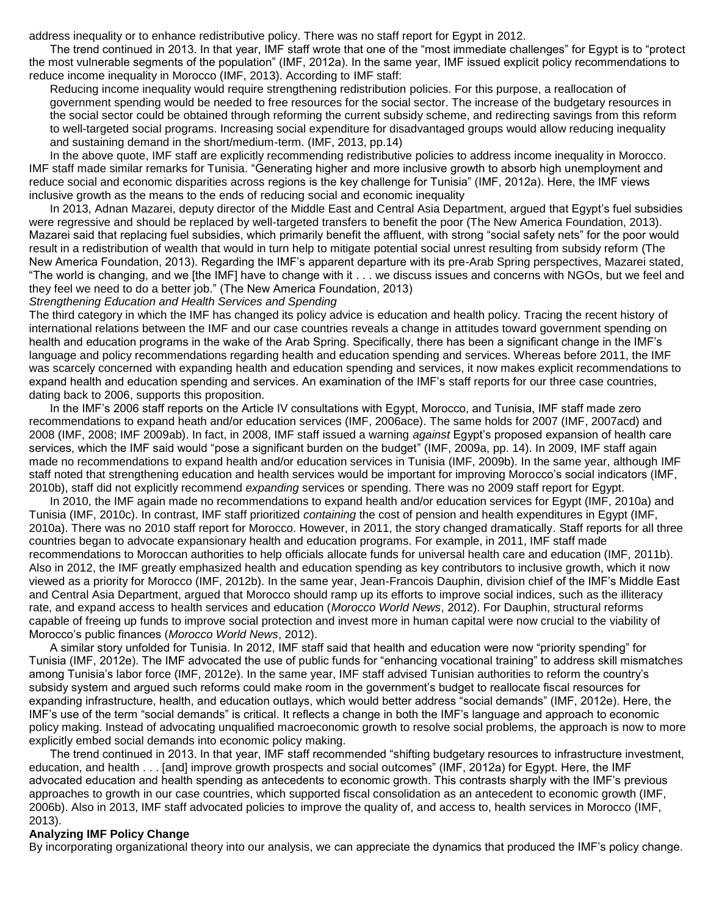address inequality or to enhance redistributive policy. There was no staff report for Egypt in 2012.

The trend continued in 2013. In that year, IMF staff wrote that one of the "most immediate challenges" for Egypt is to "protect the most vulnerable segments of the population" (IMF, 2012a). In the same year, IMF issued explicit policy recommendations to reduce income inequality in Morocco (IMF, 2013). According to IMF staff:

> Reducing income inequality would require strengthening redistribution policies. For this purpose, a reallocation of government spending would be needed to free resources for the social sector. The increase of the budgetary resources in the social sector could be obtained through reforming the current subsidy scheme, and redirecting savings from this reform to well-targeted social programs. Increasing social expenditure for disadvantaged groups would allow reducing inequality and sustaining demand in the short/medium-term. (IMF, 2013, pp.14)

In the above quote, IMF staff are explicitly recommending redistributive policies to address income inequality in Morocco. IMF staff made similar remarks for Tunisia. "Generating higher and more inclusive growth to absorb high unemployment and reduce social and economic disparities across regions is the key challenge for Tunisia" (IMF, 2012a). Here, the IMF views inclusive growth as the means to the ends of reducing social and economic inequality

In 2013, Adnan Mazarei, deputy director of the Middle East and Central Asia Department, argued that Egypt's fuel subsidies were regressive and should be replaced by well-targeted transfers to benefit the poor (The New America Foundation, 2013). Mazarei said that replacing fuel subsidies, which primarily benefit the affluent, with strong "social safety nets" for the poor would result in a redistribution of wealth that would in turn help to mitigate potential social unrest resulting from subsidy reform (The New America Foundation, 2013). Regarding the IMF's apparent departure with its pre-Arab Spring perspectives, Mazarei stated, "The world is changing, and we [the IMF] have to change with it . . . we discuss issues and concerns with NGOs, but we feel and they feel we need to do a better job." (The New America Foundation, 2013)

*Strengthening Education and Health Services and Spending*

The third category in which the IMF has changed its policy advice is education and health policy. Tracing the recent history of international relations between the IMF and our case countries reveals a change in attitudes toward government spending on health and education programs in the wake of the Arab Spring. Specifically, there has been a significant change in the IMF's language and policy recommendations regarding health and education spending and services. Whereas before 2011, the IMF was scarcely concerned with expanding health and education spending and services, it now makes explicit recommendations to expand health and education spending and services. An examination of the IMF's staff reports for our three case countries, dating back to 2006, supports this proposition.

In the IMF's 2006 staff reports on the Article IV consultations with Egypt, Morocco, and Tunisia, IMF staff made zero recommendations to expand heath and/or education services (IMF, 2006ace). The same holds for 2007 (IMF, 2007acd) and 2008 (IMF, 2008; IMF 2009ab). In fact, in 2008, IMF staff issued a warning *against* Egypt's proposed expansion of health care services, which the IMF said would "pose a significant burden on the budget" (IMF, 2009a, pp. 14). In 2009, IMF staff again made no recommendations to expand health and/or education services in Tunisia (IMF, 2009b). In the same year, although IMF staff noted that strengthening education and health services would be important for improving Morocco's social indicators (IMF, 2010b), staff did not explicitly recommend *expanding* services or spending. There was no 2009 staff report for Egypt.

In 2010, the IMF again made no recommendations to expand health and/or education services for Egypt (IMF, 2010a) and Tunisia (IMF, 2010c). In contrast, IMF staff prioritized *containing* the cost of pension and health expenditures in Egypt (IMF, 2010a). There was no 2010 staff report for Morocco. However, in 2011, the story changed dramatically. Staff reports for all three countries began to advocate expansionary health and education programs. For example, in 2011, IMF staff made recommendations to Moroccan authorities to help officials allocate funds for universal health care and education (IMF, 2011b). Also in 2012, the IMF greatly emphasized health and education spending as key contributors to inclusive growth, which it now viewed as a priority for Morocco (IMF, 2012b). In the same year, Jean-Francois Dauphin, division chief of the IMF's Middle East and Central Asia Department, argued that Morocco should ramp up its efforts to improve social indices, such as the illiteracy rate, and expand access to health services and education (*Morocco World News*, 2012). For Dauphin, structural reforms capable of freeing up funds to improve social protection and invest more in human capital were now crucial to the viability of Morocco's public finances (*Morocco World News*, 2012).

A similar story unfolded for Tunisia. In 2012, IMF staff said that health and education were now "priority spending" for Tunisia (IMF, 2012e). The IMF advocated the use of public funds for "enhancing vocational training" to address skill mismatches among Tunisia's labor force (IMF, 2012e). In the same year, IMF staff advised Tunisian authorities to reform the country's subsidy system and argued such reforms could make room in the government's budget to reallocate fiscal resources for expanding infrastructure, health, and education outlays, which would better address "social demands" (IMF, 2012e). Here, the IMF's use of the term "social demands" is critical. It reflects a change in both the IMF's language and approach to economic policy making. Instead of advocating unqualified macroeconomic growth to resolve social problems, the approach is now to more explicitly embed social demands into economic policy making.

The trend continued in 2013. In that year, IMF staff recommended "shifting budgetary resources to infrastructure investment, education, and health . . . [and] improve growth prospects and social outcomes" (IMF, 2012a) for Egypt. Here, the IMF advocated education and health spending as antecedents to economic growth. This contrasts sharply with the IMF's previous approaches to growth in our case countries, which supported fiscal consolidation as an antecedent to economic growth (IMF, 2006b). Also in 2013, IMF staff advocated policies to improve the quality of, and access to, health services in Morocco (IMF, 2013).

**Analyzing IMF Policy Change**

By incorporating organizational theory into our analysis, we can appreciate the dynamics that produced the IMF's policy change.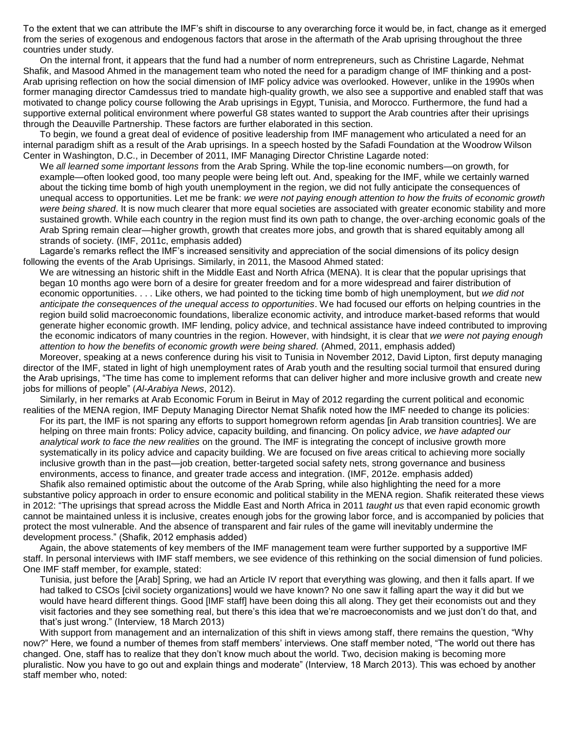To the extent that we can attribute the IMF's shift in discourse to any overarching force it would be, in fact, change as it emerged from the series of exogenous and endogenous factors that arose in the aftermath of the Arab uprising throughout the three countries under study.

On the internal front, it appears that the fund had a number of norm entrepreneurs, such as Christine Lagarde, Nehmat Shafik, and Masood Ahmed in the management team who noted the need for a paradigm change of IMF thinking and a post-Arab uprising reflection on how the social dimension of IMF policy advice was overlooked. However, unlike in the 1990s when former managing director Camdessus tried to mandate high-quality growth, we also see a supportive and enabled staff that was motivated to change policy course following the Arab uprisings in Egypt, Tunisia, and Morocco. Furthermore, the fund had a supportive external political environment where powerful G8 states wanted to support the Arab countries after their uprisings through the Deauville Partnership. These factors are further elaborated in this section.

To begin, we found a great deal of evidence of positive leadership from IMF management who articulated a need for an internal paradigm shift as a result of the Arab uprisings. In a speech hosted by the Safadi Foundation at the Woodrow Wilson Center in Washington, D.C., in December of 2011, IMF Managing Director Christine Lagarde noted:

> We *all learned some important lessons* from the Arab Spring. While the top-line economic numbers—on growth, for example—often looked good, too many people were being left out. And, speaking for the IMF, while we certainly warned about the ticking time bomb of high youth unemployment in the region, we did not fully anticipate the consequences of unequal access to opportunities. Let me be frank: *we were not paying enough attention to how the fruits of economic growth were being shared*. It is now much clearer that more equal societies are associated with greater economic stability and more sustained growth. While each country in the region must find its own path to change, the over-arching economic goals of the Arab Spring remain clear—higher growth, growth that creates more jobs, and growth that is shared equitably among all strands of society. (IMF, 2011c, emphasis added)

Lagarde's remarks reflect the IMF's increased sensitivity and appreciation of the social dimensions of its policy design following the events of the Arab Uprisings. Similarly, in 2011, the Masood Ahmed stated:

> We are witnessing an historic shift in the Middle East and North Africa (MENA). It is clear that the popular uprisings that began 10 months ago were born of a desire for greater freedom and for a more widespread and fairer distribution of economic opportunities. . . . Like others, we had pointed to the ticking time bomb of high unemployment, but *we did not anticipate the consequences of the unequal access to opportunities*. We had focused our efforts on helping countries in the region build solid macroeconomic foundations, liberalize economic activity, and introduce market-based reforms that would generate higher economic growth. IMF lending, policy advice, and technical assistance have indeed contributed to improving the economic indicators of many countries in the region. However, with hindsight, it is clear that *we were not paying enough attention to how the benefits of economic growth were being shared.* (Ahmed, 2011, emphasis added)

Moreover, speaking at a news conference during his visit to Tunisia in November 2012, David Lipton, first deputy managing director of the IMF, stated in light of high unemployment rates of Arab youth and the resulting social turmoil that ensured during the Arab uprisings, "The time has come to implement reforms that can deliver higher and more inclusive growth and create new jobs for millions of people" (*Al-Arabiya News*, 2012).

Similarly, in her remarks at Arab Economic Forum in Beirut in May of 2012 regarding the current political and economic realities of the MENA region, IMF Deputy Managing Director Nemat Shafik noted how the IMF needed to change its policies:

> For its part, the IMF is not sparing any efforts to support homegrown reform agendas [in Arab transition countries]. We are helping on three main fronts: Policy advice, capacity building, and financing. On policy advice, *we have adapted our analytical work to face the new realities* on the ground. The IMF is integrating the concept of inclusive growth more systematically in its policy advice and capacity building. We are focused on five areas critical to achieving more socially inclusive growth than in the past—job creation, better-targeted social safety nets, strong governance and business environments, access to finance, and greater trade access and integration. (IMF, 2012e. emphasis added)

Shafik also remained optimistic about the outcome of the Arab Spring, while also highlighting the need for a more substantive policy approach in order to ensure economic and political stability in the MENA region. Shafik reiterated these views in 2012: "The uprisings that spread across the Middle East and North Africa in 2011 *taught us* that even rapid economic growth cannot be maintained unless it is inclusive, creates enough jobs for the growing labor force, and is accompanied by policies that protect the most vulnerable. And the absence of transparent and fair rules of the game will inevitably undermine the development process." (Shafik, 2012 emphasis added)

Again, the above statements of key members of the IMF management team were further supported by a supportive IMF staff. In personal interviews with IMF staff members, we see evidence of this rethinking on the social dimension of fund policies. One IMF staff member, for example, stated:

> Tunisia, just before the [Arab] Spring, we had an Article IV report that everything was glowing, and then it falls apart. If we had talked to CSOs [civil society organizations] would we have known? No one saw it falling apart the way it did but we would have heard different things. Good [IMF staff] have been doing this all along. They get their economists out and they visit factories and they see something real, but there's this idea that we're macroeconomists and we just don't do that, and that's just wrong." (Interview, 18 March 2013)

With support from management and an internalization of this shift in views among staff, there remains the question, "Why now?" Here, we found a number of themes from staff members' interviews. One staff member noted, "The world out there has changed. One, staff has to realize that they don't know much about the world. Two, decision making is becoming more pluralistic. Now you have to go out and explain things and moderate" (Interview, 18 March 2013). This was echoed by another staff member who, noted: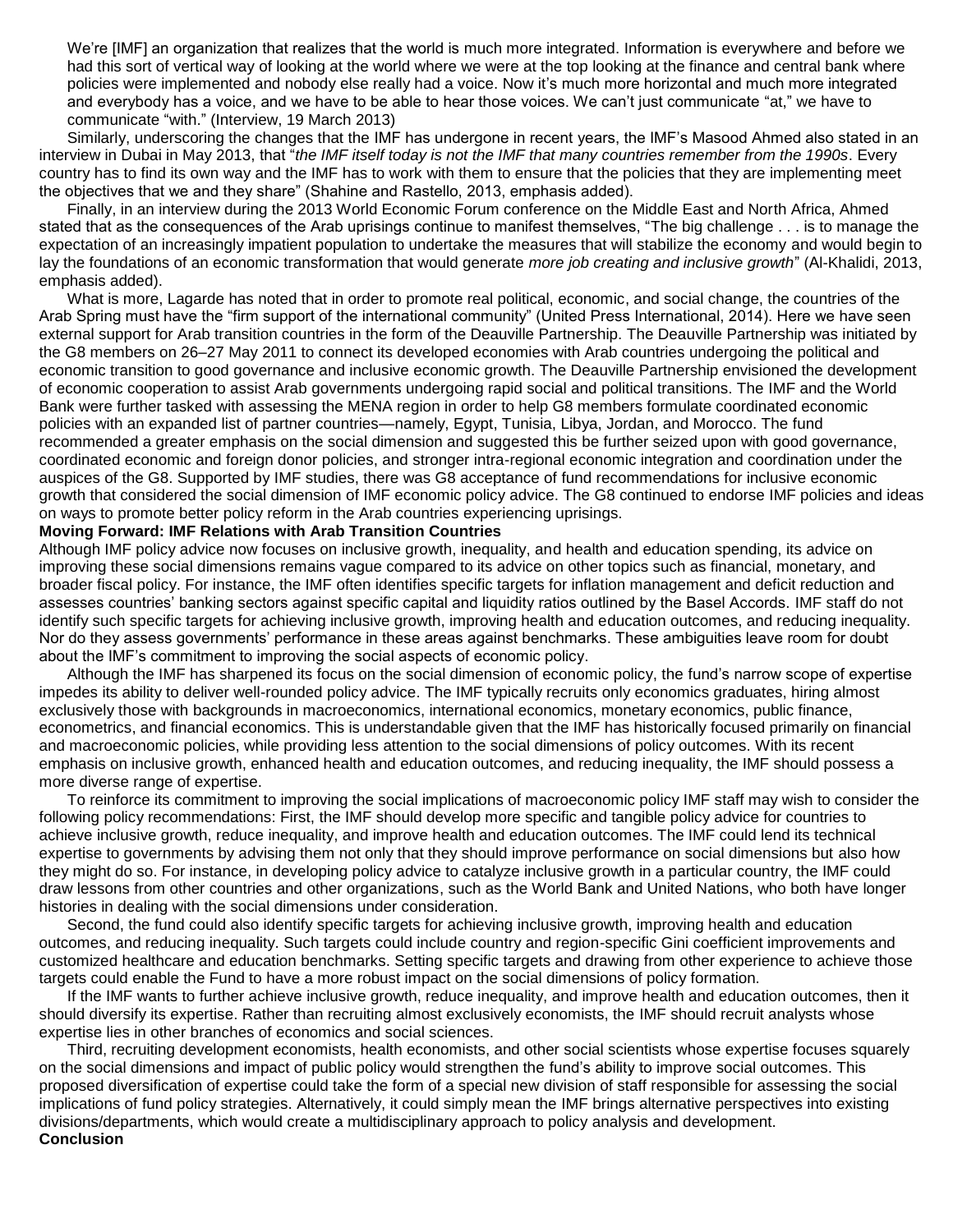We're [IMF] an organization that realizes that the world is much more integrated. Information is everywhere and before we had this sort of vertical way of looking at the world where we were at the top looking at the finance and central bank where policies were implemented and nobody else really had a voice. Now it's much more horizontal and much more integrated and everybody has a voice, and we have to be able to hear those voices. We can't just communicate "at," we have to communicate "with." (Interview, 19 March 2013)

Similarly, underscoring the changes that the IMF has undergone in recent years, the IMF's Masood Ahmed also stated in an interview in Dubai in May 2013, that "*the IMF itself today is not the IMF that many countries remember from the 1990s*. Every country has to find its own way and the IMF has to work with them to ensure that the policies that they are implementing meet the objectives that we and they share" (Shahine and Rastello, 2013, emphasis added).

Finally, in an interview during the 2013 World Economic Forum conference on the Middle East and North Africa, Ahmed stated that as the consequences of the Arab uprisings continue to manifest themselves, "The big challenge . . . is to manage the expectation of an increasingly impatient population to undertake the measures that will stabilize the economy and would begin to lay the foundations of an economic transformation that would generate *more job creating and inclusive growth*" (Al-Khalidi, 2013, emphasis added).

What is more, Lagarde has noted that in order to promote real political, economic, and social change, the countries of the Arab Spring must have the "firm support of the international community" (United Press International, 2014). Here we have seen external support for Arab transition countries in the form of the Deauville Partnership. The Deauville Partnership was initiated by the G8 members on 26–27 May 2011 to connect its developed economies with Arab countries undergoing the political and economic transition to good governance and inclusive economic growth. The Deauville Partnership envisioned the development of economic cooperation to assist Arab governments undergoing rapid social and political transitions. The IMF and the World Bank were further tasked with assessing the MENA region in order to help G8 members formulate coordinated economic policies with an expanded list of partner countries—namely, Egypt, Tunisia, Libya, Jordan, and Morocco. The fund recommended a greater emphasis on the social dimension and suggested this be further seized upon with good governance, coordinated economic and foreign donor policies, and stronger intra-regional economic integration and coordination under the auspices of the G8. Supported by IMF studies, there was G8 acceptance of fund recommendations for inclusive economic growth that considered the social dimension of IMF economic policy advice. The G8 continued to endorse IMF policies and ideas on ways to promote better policy reform in the Arab countries experiencing uprisings.

**Moving Forward: IMF Relations with Arab Transition Countries**

Although IMF policy advice now focuses on inclusive growth, inequality, and health and education spending, its advice on improving these social dimensions remains vague compared to its advice on other topics such as financial, monetary, and broader fiscal policy. For instance, the IMF often identifies specific targets for inflation management and deficit reduction and assesses countries' banking sectors against specific capital and liquidity ratios outlined by the Basel Accords. IMF staff do not identify such specific targets for achieving inclusive growth, improving health and education outcomes, and reducing inequality. Nor do they assess governments' performance in these areas against benchmarks. These ambiguities leave room for doubt about the IMF's commitment to improving the social aspects of economic policy.

Although the IMF has sharpened its focus on the social dimension of economic policy, the fund's narrow scope of expertise impedes its ability to deliver well-rounded policy advice. The IMF typically recruits only economics graduates, hiring almost exclusively those with backgrounds in macroeconomics, international economics, monetary economics, public finance, econometrics, and financial economics. This is understandable given that the IMF has historically focused primarily on financial and macroeconomic policies, while providing less attention to the social dimensions of policy outcomes. With its recent emphasis on inclusive growth, enhanced health and education outcomes, and reducing inequality, the IMF should possess a more diverse range of expertise.

To reinforce its commitment to improving the social implications of macroeconomic policy IMF staff may wish to consider the following policy recommendations: First, the IMF should develop more specific and tangible policy advice for countries to achieve inclusive growth, reduce inequality, and improve health and education outcomes. The IMF could lend its technical expertise to governments by advising them not only that they should improve performance on social dimensions but also how they might do so. For instance, in developing policy advice to catalyze inclusive growth in a particular country, the IMF could draw lessons from other countries and other organizations, such as the World Bank and United Nations, who both have longer histories in dealing with the social dimensions under consideration.

Second, the fund could also identify specific targets for achieving inclusive growth, improving health and education outcomes, and reducing inequality. Such targets could include country and region-specific Gini coefficient improvements and customized healthcare and education benchmarks. Setting specific targets and drawing from other experience to achieve those targets could enable the Fund to have a more robust impact on the social dimensions of policy formation.

If the IMF wants to further achieve inclusive growth, reduce inequality, and improve health and education outcomes, then it should diversify its expertise. Rather than recruiting almost exclusively economists, the IMF should recruit analysts whose expertise lies in other branches of economics and social sciences.

Third, recruiting development economists, health economists, and other social scientists whose expertise focuses squarely on the social dimensions and impact of public policy would strengthen the fund's ability to improve social outcomes. This proposed diversification of expertise could take the form of a special new division of staff responsible for assessing the social implications of fund policy strategies. Alternatively, it could simply mean the IMF brings alternative perspectives into existing divisions/departments, which would create a multidisciplinary approach to policy analysis and development.

**Conclusion**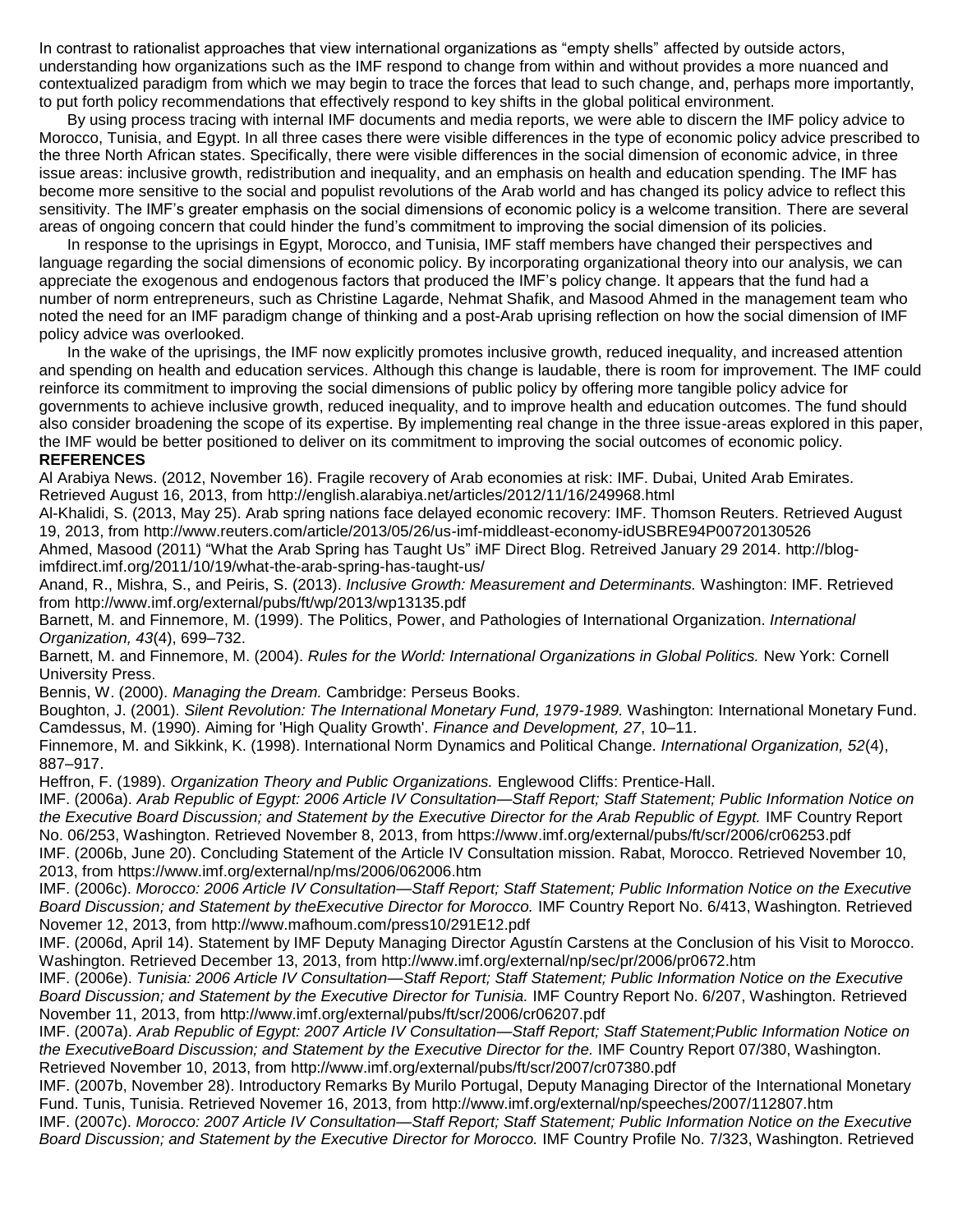In contrast to rationalist approaches that view international organizations as "empty shells" affected by outside actors, understanding how organizations such as the IMF respond to change from within and without provides a more nuanced and contextualized paradigm from which we may begin to trace the forces that lead to such change, and, perhaps more importantly, to put forth policy recommendations that effectively respond to key shifts in the global political environment.

By using process tracing with internal IMF documents and media reports, we were able to discern the IMF policy advice to Morocco, Tunisia, and Egypt. In all three cases there were visible differences in the type of economic policy advice prescribed to the three North African states. Specifically, there were visible differences in the social dimension of economic advice, in three issue areas: inclusive growth, redistribution and inequality, and an emphasis on health and education spending. The IMF has become more sensitive to the social and populist revolutions of the Arab world and has changed its policy advice to reflect this sensitivity. The IMF's greater emphasis on the social dimensions of economic policy is a welcome transition. There are several areas of ongoing concern that could hinder the fund's commitment to improving the social dimension of its policies.

In response to the uprisings in Egypt, Morocco, and Tunisia, IMF staff members have changed their perspectives and language regarding the social dimensions of economic policy. By incorporating organizational theory into our analysis, we can appreciate the exogenous and endogenous factors that produced the IMF's policy change. It appears that the fund had a number of norm entrepreneurs, such as Christine Lagarde, Nehmat Shafik, and Masood Ahmed in the management team who noted the need for an IMF paradigm change of thinking and a post-Arab uprising reflection on how the social dimension of IMF policy advice was overlooked.

In the wake of the uprisings, the IMF now explicitly promotes inclusive growth, reduced inequality, and increased attention and spending on health and education services. Although this change is laudable, there is room for improvement. The IMF could reinforce its commitment to improving the social dimensions of public policy by offering more tangible policy advice for governments to achieve inclusive growth, reduced inequality, and to improve health and education outcomes. The fund should also consider broadening the scope of its expertise. By implementing real change in the three issue-areas explored in this paper, the IMF would be better positioned to deliver on its commitment to improving the social outcomes of economic policy.

**REFERENCES**

Al Arabiya News. (2012, November 16). Fragile recovery of Arab economies at risk: IMF. Dubai, United Arab Emirates. Retrieved August 16, 2013, from http://english.alarabiya.net/articles/2012/11/16/249968.html

Al-Khalidi, S. (2013, May 25). Arab spring nations face delayed economic recovery: IMF. Thomson Reuters. Retrieved August 19, 2013, from http://www.reuters.com/article/2013/05/26/us-imf-middleast-economy-idUSBRE94P00720130526

Ahmed, Masood (2011) "What the Arab Spring has Taught Us" iMF Direct Blog. Retreived January 29 2014. http://blog-imfdirect.imf.org/2011/10/19/what-the-arab-spring-has-taught-us/

Anand, R., Mishra, S., and Peiris, S. (2013). *Inclusive Growth: Measurement and Determinants.* Washington: IMF. Retrieved from http://www.imf.org/external/pubs/ft/wp/2013/wp13135.pdf

Barnett, M. and Finnemore, M. (1999). The Politics, Power, and Pathologies of International Organization. *International Organization, 43*(4), 699–732.

Barnett, M. and Finnemore, M. (2004). *Rules for the World: International Organizations in Global Politics.* New York: Cornell University Press.

Bennis, W. (2000). *Managing the Dream.* Cambridge: Perseus Books.

Boughton, J. (2001). *Silent Revolution: The International Monetary Fund, 1979-1989.* Washington: International Monetary Fund.

Camdessus, M. (1990). Aiming for 'High Quality Growth'. *Finance and Development, 27*, 10–11.

Finnemore, M. and Sikkink, K. (1998). International Norm Dynamics and Political Change. *International Organization, 52*(4), 887–917.

Heffron, F. (1989). *Organization Theory and Public Organizations.* Englewood Cliffs: Prentice-Hall.

IMF. (2006a). *Arab Republic of Egypt: 2006 Article IV Consultation—Staff Report; Staff Statement; Public Information Notice on the Executive Board Discussion; and Statement by the Executive Director for the Arab Republic of Egypt.* IMF Country Report No. 06/253, Washington. Retrieved November 8, 2013, from https://www.imf.org/external/pubs/ft/scr/2006/cr06253.pdf

IMF. (2006b, June 20). Concluding Statement of the Article IV Consultation mission. Rabat, Morocco. Retrieved November 10, 2013, from https://www.imf.org/external/np/ms/2006/062006.htm

IMF. (2006c). *Morocco: 2006 Article IV Consultation—Staff Report; Staff Statement; Public Information Notice on the Executive Board Discussion; and Statement by theExecutive Director for Morocco.* IMF Country Report No. 6/413, Washington. Retrieved Novemer 12, 2013, from http://www.mafhoum.com/press10/291E12.pdf

IMF. (2006d, April 14). Statement by IMF Deputy Managing Director Agustín Carstens at the Conclusion of his Visit to Morocco. Washington. Retrieved December 13, 2013, from http://www.imf.org/external/np/sec/pr/2006/pr0672.htm

IMF. (2006e). *Tunisia: 2006 Article IV Consultation—Staff Report; Staff Statement; Public Information Notice on the Executive Board Discussion; and Statement by the Executive Director for Tunisia.* IMF Country Report No. 6/207, Washington. Retrieved November 11, 2013, from http://www.imf.org/external/pubs/ft/scr/2006/cr06207.pdf

IMF. (2007a). *Arab Republic of Egypt: 2007 Article IV Consultation—Staff Report; Staff Statement;Public Information Notice on the ExecutiveBoard Discussion; and Statement by the Executive Director for the.* IMF Country Report 07/380, Washington. Retrieved November 10, 2013, from http://www.imf.org/external/pubs/ft/scr/2007/cr07380.pdf

IMF. (2007b, November 28). Introductory Remarks By Murilo Portugal, Deputy Managing Director of the International Monetary Fund. Tunis, Tunisia. Retrieved Novemer 16, 2013, from http://www.imf.org/external/np/speeches/2007/112807.htm

IMF. (2007c). *Morocco: 2007 Article IV Consultation—Staff Report; Staff Statement; Public Information Notice on the Executive Board Discussion; and Statement by the Executive Director for Morocco.* IMF Country Profile No. 7/323, Washington. Retrieved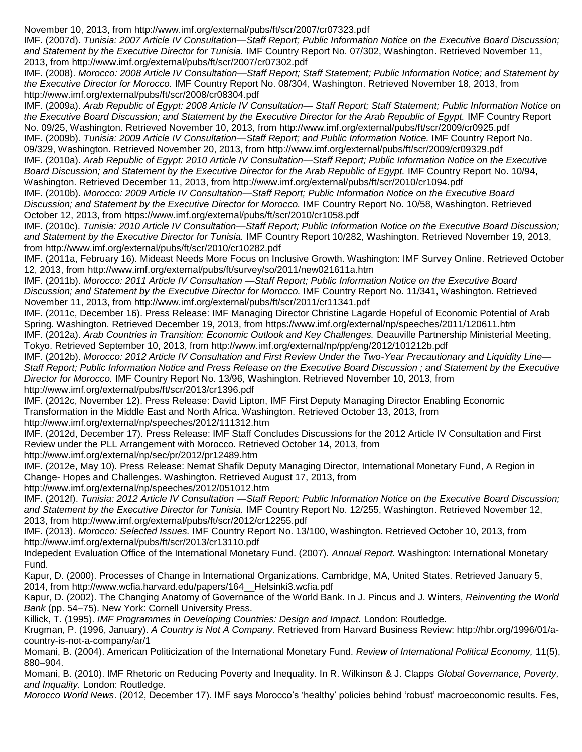November 10, 2013, from http://www.imf.org/external/pubs/ft/scr/2007/cr07323.pdf

IMF. (2007d). *Tunisia: 2007 Article IV Consultation—Staff Report; Public Information Notice on the Executive Board Discussion; and Statement by the Executive Director for Tunisia.* IMF Country Report No. 07/302, Washington. Retrieved November 11, 2013, from http://www.imf.org/external/pubs/ft/scr/2007/cr07302.pdf

IMF. (2008). *Morocco: 2008 Article IV Consultation—Staff Report; Staff Statement; Public Information Notice; and Statement by the Executive Director for Morocco.* IMF Country Report No. 08/304, Washington. Retrieved November 18, 2013, from http://www.imf.org/external/pubs/ft/scr/2008/cr08304.pdf

IMF. (2009a). *Arab Republic of Egypt: 2008 Article IV Consultation— Staff Report; Staff Statement; Public Information Notice on the Executive Board Discussion; and Statement by the Executive Director for the Arab Republic of Egypt.* IMF Country Report No. 09/25, Washington. Retrieved November 10, 2013, from http://www.imf.org/external/pubs/ft/scr/2009/cr0925.pdf

IMF. (2009b). *Tunisia: 2009 Article IV Consultation—Staff Report; and Public Information Notice.* IMF Country Report No. 09/329, Washington. Retrieved November 20, 2013, from http://www.imf.org/external/pubs/ft/scr/2009/cr09329.pdf

IMF. (2010a). *Arab Republic of Egypt: 2010 Article IV Consultation—Staff Report; Public Information Notice on the Executive Board Discussion; and Statement by the Executive Director for the Arab Republic of Egypt.* IMF Country Report No. 10/94, Washington. Retrieved December 11, 2013, from http://www.imf.org/external/pubs/ft/scr/2010/cr1094.pdf

IMF. (2010b). *Morocco: 2009 Article IV Consultation—Staff Report; Public Information Notice on the Executive Board Discussion; and Statement by the Executive Director for Morocco.* IMF Country Report No. 10/58, Washington. Retrieved October 12, 2013, from https://www.imf.org/external/pubs/ft/scr/2010/cr1058.pdf

IMF. (2010c). *Tunisia: 2010 Article IV Consultation—Staff Report; Public Information Notice on the Executive Board Discussion; and Statement by the Executive Director for Tunisia.* IMF Country Report 10/282, Washington. Retrieved November 19, 2013, from http://www.imf.org/external/pubs/ft/scr/2010/cr10282.pdf

IMF. (2011a, February 16). Mideast Needs More Focus on Inclusive Growth. Washington: IMF Survey Online. Retrieved October 12, 2013, from http://www.imf.org/external/pubs/ft/survey/so/2011/new021611a.htm

IMF. (2011b). *Morocco: 2011 Article IV Consultation —Staff Report; Public Information Notice on the Executive Board Discussion; and Statement by the Executive Director for Morocco.* IMF Country Report No. 11/341, Washington. Retrieved November 11, 2013, from http://www.imf.org/external/pubs/ft/scr/2011/cr11341.pdf

IMF. (2011c, December 16). Press Release: IMF Managing Director Christine Lagarde Hopeful of Economic Potential of Arab Spring. Washington. Retrieved December 19, 2013, from https://www.imf.org/external/np/speeches/2011/120611.htm

IMF. (2012a). *Arab Countries in Transition: Economic Outlook and Key Challenges.* Deauville Partnership Ministerial Meeting, Tokyo. Retrieved September 10, 2013, from http://www.imf.org/external/np/pp/eng/2012/101212b.pdf

IMF. (2012b). *Morocco: 2012 Article IV Consultation and First Review Under the Two-Year Precautionary and Liquidity Line—Staff Report; Public Information Notice and Press Release on the Executive Board Discussion ; and Statement by the Executive Director for Morocco.* IMF Country Report No. 13/96, Washington. Retrieved November 10, 2013, from http://www.imf.org/external/pubs/ft/scr/2013/cr1396.pdf

IMF. (2012c, November 12). Press Release: David Lipton, IMF First Deputy Managing Director Enabling Economic Transformation in the Middle East and North Africa. Washington. Retrieved October 13, 2013, from http://www.imf.org/external/np/speeches/2012/111312.htm

IMF. (2012d, December 17). Press Release: IMF Staff Concludes Discussions for the 2012 Article IV Consultation and First Review under the PLL Arrangement with Morocco. Retrieved October 14, 2013, from http://www.imf.org/external/np/sec/pr/2012/pr12489.htm

IMF. (2012e, May 10). Press Release: Nemat Shafik Deputy Managing Director, International Monetary Fund, A Region in Change- Hopes and Challenges. Washington. Retrieved August 17, 2013, from http://www.imf.org/external/np/speeches/2012/051012.htm

IMF. (2012f). *Tunisia: 2012 Article IV Consultation —Staff Report; Public Information Notice on the Executive Board Discussion; and Statement by the Executive Director for Tunisia.* IMF Country Report No. 12/255, Washington. Retrieved November 12, 2013, from http://www.imf.org/external/pubs/ft/scr/2012/cr12255.pdf

IMF. (2013). *Morocco: Selected Issues.* IMF Country Report No. 13/100, Washington. Retrieved October 10, 2013, from http://www.imf.org/external/pubs/ft/scr/2013/cr13110.pdf

Indepedent Evaluation Office of the International Monetary Fund. (2007). *Annual Report.* Washington: International Monetary Fund.

Kapur, D. (2000). Processes of Change in International Organizations. Cambridge, MA, United States. Retrieved January 5, 2014, from http://www.wcfia.harvard.edu/papers/164__Helsinki3.wcfia.pdf

Kapur, D. (2002). The Changing Anatomy of Governance of the World Bank. In J. Pincus and J. Winters, *Reinventing the World Bank* (pp. 54–75). New York: Cornell University Press.

Killick, T. (1995). *IMF Programmes in Developing Countries: Design and Impact.* London: Routledge.

Krugman, P. (1996, January). *A Country is Not A Company.* Retrieved from Harvard Business Review: http://hbr.org/1996/01/a-country-is-not-a-company/ar/1

Momani, B. (2004). American Politicization of the International Monetary Fund. *Review of International Political Economy,* 11(5), 880–904.

Momani, B. (2010). IMF Rhetoric on Reducing Poverty and Inequality. In R. Wilkinson & J. Clapps *Global Governance, Poverty, and Inquality.* London: Routledge.

*Morocco World News*. (2012, December 17). IMF says Morocco's 'healthy' policies behind 'robust' macroeconomic results. Fes,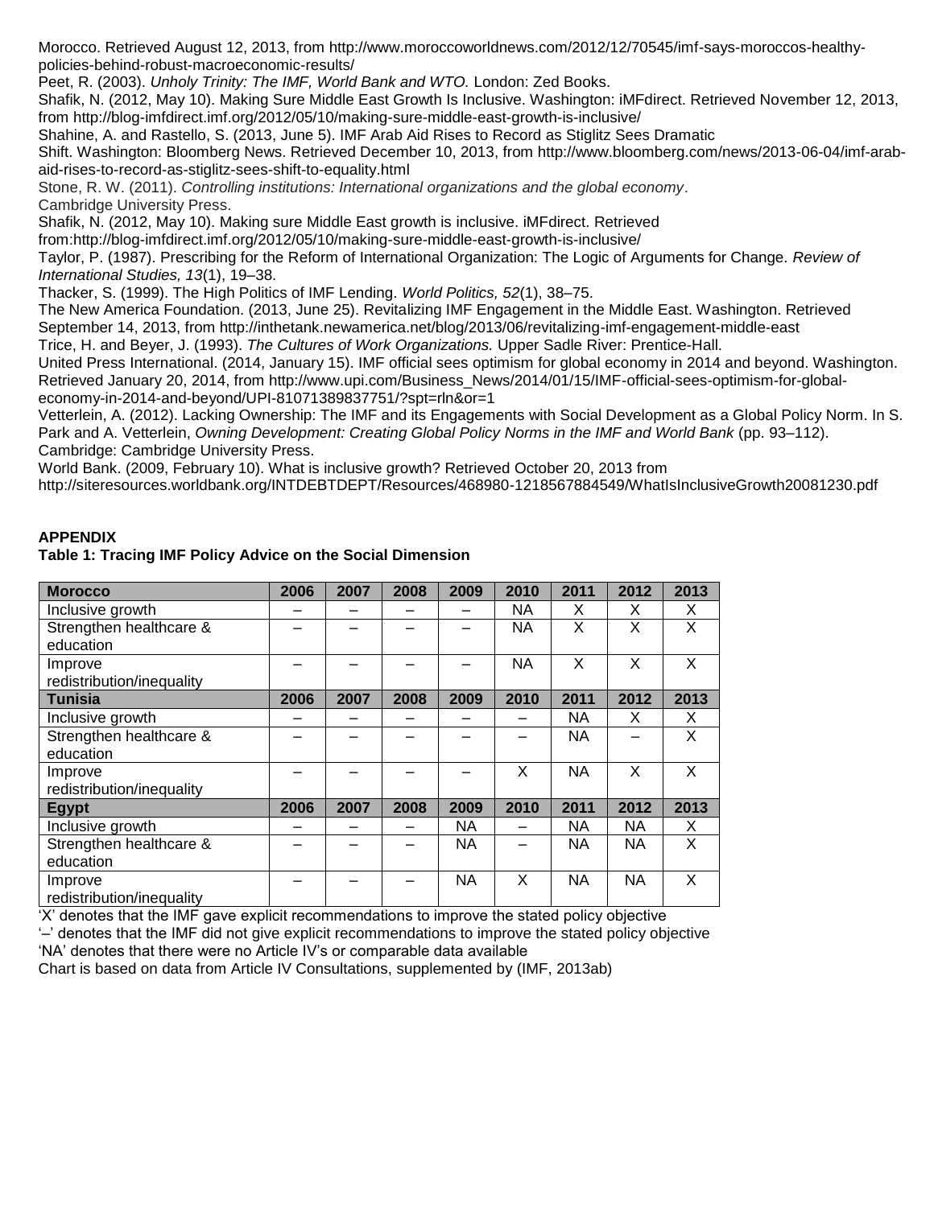Morocco. Retrieved August 12, 2013, from http://www.moroccoworldnews.com/2012/12/70545/imf-says-moroccos-healthy-policies-behind-robust-macroeconomic-results/

Peet, R. (2003). *Unholy Trinity: The IMF, World Bank and WTO.* London: Zed Books.

Shafik, N. (2012, May 10). Making Sure Middle East Growth Is Inclusive. Washington: iMFdirect. Retrieved November 12, 2013, from http://blog-imfdirect.imf.org/2012/05/10/making-sure-middle-east-growth-is-inclusive/

Shahine, A. and Rastello, S. (2013, June 5). IMF Arab Aid Rises to Record as Stiglitz Sees Dramatic Shift. Washington: Bloomberg News. Retrieved December 10, 2013, from http://www.bloomberg.com/news/2013-06-04/imf-arab-aid-rises-to-record-as-stiglitz-sees-shift-to-equality.html

Stone, R. W. (2011). *Controlling institutions: International organizations and the global economy*. Cambridge University Press.

Shafik, N. (2012, May 10). Making sure Middle East growth is inclusive. iMFdirect. Retrieved from:http://blog-imfdirect.imf.org/2012/05/10/making-sure-middle-east-growth-is-inclusive/

Taylor, P. (1987). Prescribing for the Reform of International Organization: The Logic of Arguments for Change. *Review of International Studies, 13*(1), 19–38.

Thacker, S. (1999). The High Politics of IMF Lending. *World Politics, 52*(1), 38–75.

The New America Foundation. (2013, June 25). Revitalizing IMF Engagement in the Middle East. Washington. Retrieved September 14, 2013, from http://inthetank.newamerica.net/blog/2013/06/revitalizing-imf-engagement-middle-east

Trice, H. and Beyer, J. (1993). *The Cultures of Work Organizations.* Upper Sadle River: Prentice-Hall.

United Press International. (2014, January 15). IMF official sees optimism for global economy in 2014 and beyond. Washington. Retrieved January 20, 2014, from http://www.upi.com/Business_News/2014/01/15/IMF-official-sees-optimism-for-global-economy-in-2014-and-beyond/UPI-81071389837751/?spt=rln&or=1

Vetterlein, A. (2012). Lacking Ownership: The IMF and its Engagements with Social Development as a Global Policy Norm. In S. Park and A. Vetterlein, *Owning Development: Creating Global Policy Norms in the IMF and World Bank* (pp. 93–112). Cambridge: Cambridge University Press.

World Bank. (2009, February 10). What is inclusive growth? Retrieved October 20, 2013 from http://siteresources.worldbank.org/INTDEBTDEPT/Resources/468980-1218567884549/WhatIsInclusiveGrowth20081230.pdf

## APPENDIX

**Table 1: Tracing IMF Policy Advice on the Social Dimension**

| **Morocco** | **2006** | **2007** | **2008** | **2009** | **2010** | **2011** | **2012** | **2013** |
|---|---|---|---|---|---|---|---|---|
| Inclusive growth | – | – | – | – | NA | X | X | X |
| Strengthen healthcare & education | – | – | – | – | NA | X | X | X |
| Improve redistribution/inequality | – | – | – | – | NA | X | X | X |
| **Tunisia** | **2006** | **2007** | **2008** | **2009** | **2010** | **2011** | **2012** | **2013** |
| Inclusive growth | – | – | – | – | – | NA | X | X |
| Strengthen healthcare & education | – | – | – | – | – | NA | – | X |
| Improve redistribution/inequality | – | – | – | – | X | NA | X | X |
| **Egypt** | **2006** | **2007** | **2008** | **2009** | **2010** | **2011** | **2012** | **2013** |
| Inclusive growth | – | – | – | NA | – | NA | NA | X |
| Strengthen healthcare & education | – | – | – | NA | – | NA | NA | X |
| Improve redistribution/inequality | – | – | – | NA | X | NA | NA | X |

'X' denotes that the IMF gave explicit recommendations to improve the stated policy objective
'–' denotes that the IMF did not give explicit recommendations to improve the stated policy objective
'NA' denotes that there were no Article IV's or comparable data available
Chart is based on data from Article IV Consultations, supplemented by (IMF, 2013ab)